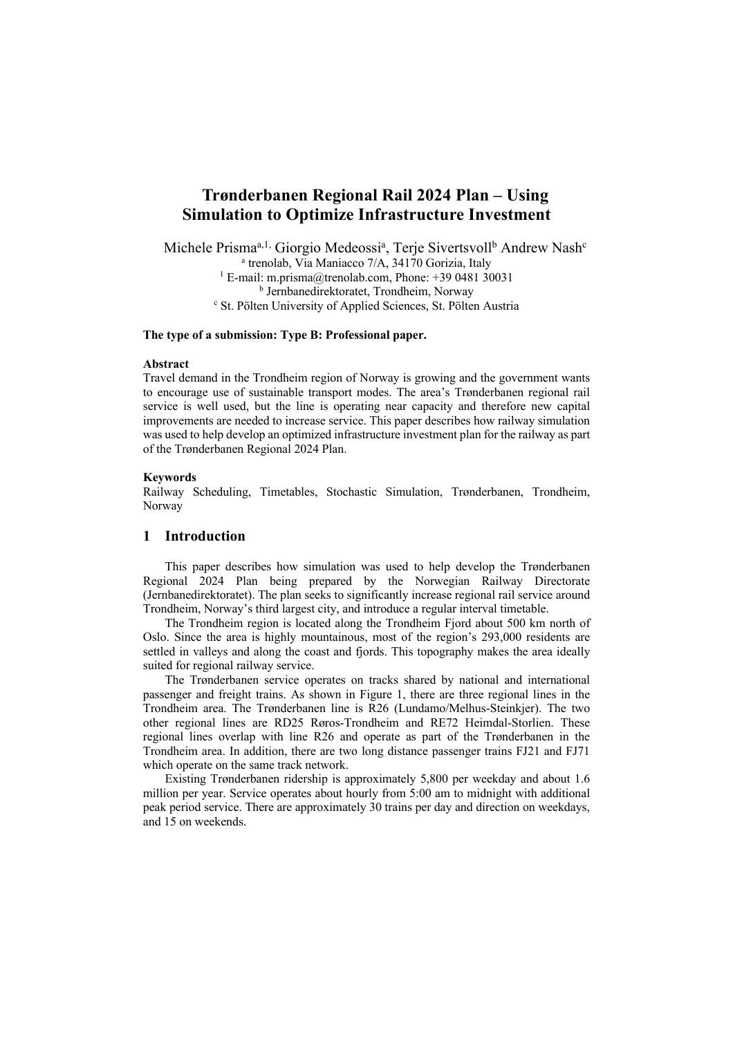# Trønderbanen Regional Rail 2024 Plan – Using Simulation to Optimize Infrastructure Investment

Michele Prisma[a,1], Giorgio Medeossi[a], Terje Sivertsvoll[b] Andrew Nash[c]

[a] trenolab, Via Maniacco 7/A, 34170 Gorizia, Italy

[1] E-mail: m.prisma@trenolab.com, Phone: +39 0481 30031

[b] Jernbanedirektoratet, Trondheim, Norway

[c] St. Pölten University of Applied Sciences, St. Pölten Austria

**The type of a submission: Type B: Professional paper.**

**Abstract**

Travel demand in the Trondheim region of Norway is growing and the government wants to encourage use of sustainable transport modes. The area's Trønderbanen regional rail service is well used, but the line is operating near capacity and therefore new capital improvements are needed to increase service. This paper describes how railway simulation was used to help develop an optimized infrastructure investment plan for the railway as part of the Trønderbanen Regional 2024 Plan.

**Keywords**

Railway Scheduling, Timetables, Stochastic Simulation, Trønderbanen, Trondheim, Norway

## 1 Introduction

This paper describes how simulation was used to help develop the Trønderbanen Regional 2024 Plan being prepared by the Norwegian Railway Directorate (Jernbanedirektoratet). The plan seeks to significantly increase regional rail service around Trondheim, Norway's third largest city, and introduce a regular interval timetable.

The Trondheim region is located along the Trondheim Fjord about 500 km north of Oslo. Since the area is highly mountainous, most of the region's 293,000 residents are settled in valleys and along the coast and fjords. This topography makes the area ideally suited for regional railway service.

The Trønderbanen service operates on tracks shared by national and international passenger and freight trains. As shown in Figure 1, there are three regional lines in the Trondheim area. The Trønderbanen line is R26 (Lundamo/Melhus-Steinkjer). The two other regional lines are RD25 Røros-Trondheim and RE72 Heimdal-Storlien. These regional lines overlap with line R26 and operate as part of the Trønderbanen in the Trondheim area. In addition, there are two long distance passenger trains FJ21 and FJ71 which operate on the same track network.

Existing Trønderbanen ridership is approximately 5,800 per weekday and about 1.6 million per year. Service operates about hourly from 5:00 am to midnight with additional peak period service. There are approximately 30 trains per day and direction on weekdays, and 15 on weekends.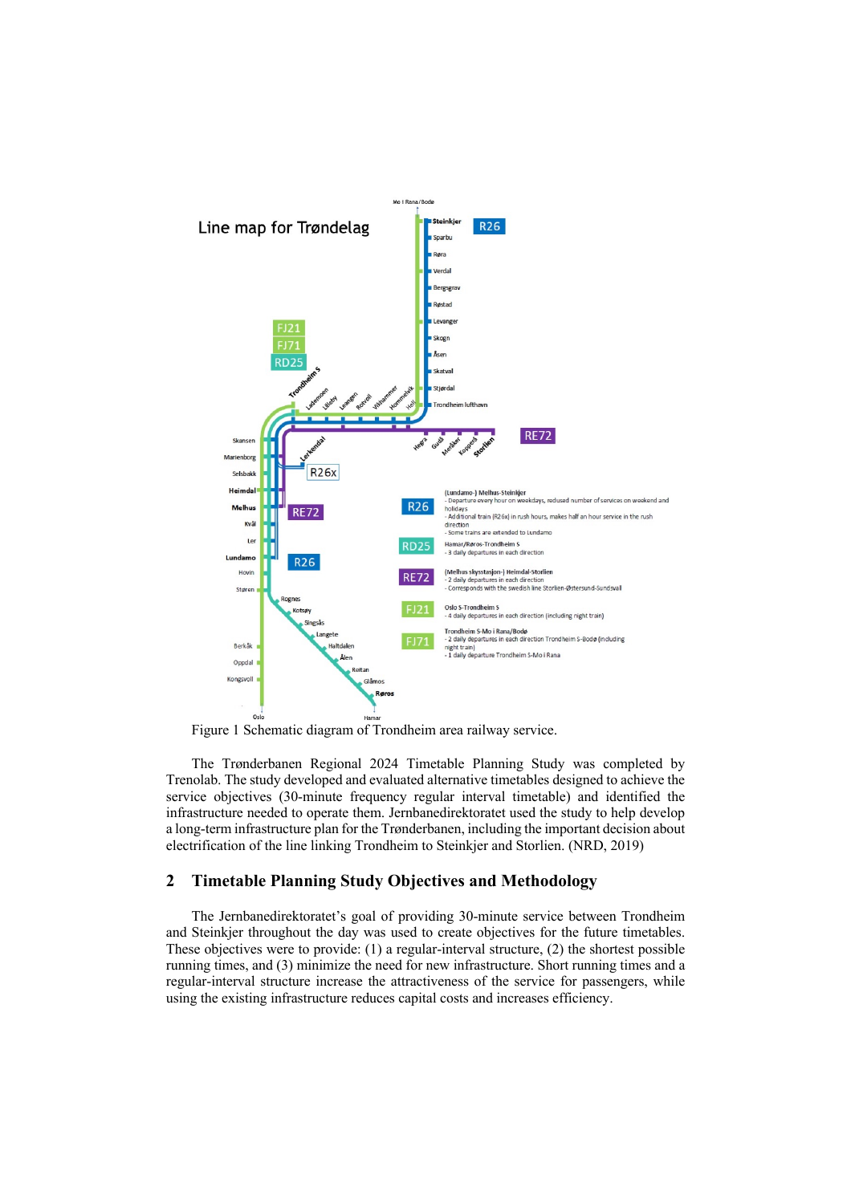Figure 1 Schematic diagram of Trondheim area railway service.

The Trønderbanen Regional 2024 Timetable Planning Study was completed by Trenolab. The study developed and evaluated alternative timetables designed to achieve the service objectives (30-minute frequency regular interval timetable) and identified the infrastructure needed to operate them. Jernbanedirektoratet used the study to help develop a long-term infrastructure plan for the Trønderbanen, including the important decision about electrification of the line linking Trondheim to Steinkjer and Storlien. (NRD, 2019)

## 2 Timetable Planning Study Objectives and Methodology

The Jernbanedirektoratet's goal of providing 30-minute service between Trondheim and Steinkjer throughout the day was used to create objectives for the future timetables. These objectives were to provide: (1) a regular-interval structure, (2) the shortest possible running times, and (3) minimize the need for new infrastructure. Short running times and a regular-interval structure increase the attractiveness of the service for passengers, while using the existing infrastructure reduces capital costs and increases efficiency.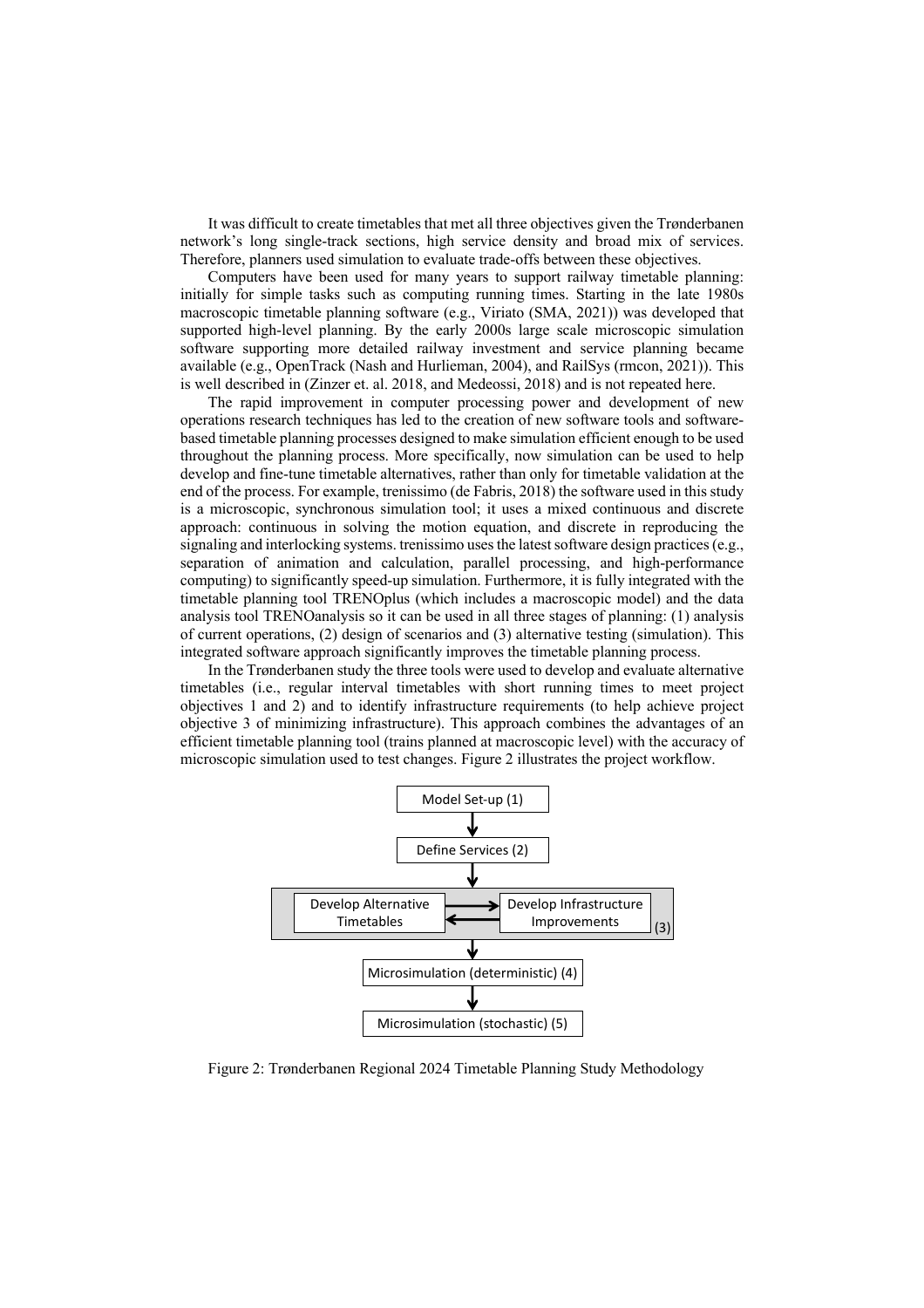It was difficult to create timetables that met all three objectives given the Trønderbanen network's long single-track sections, high service density and broad mix of services. Therefore, planners used simulation to evaluate trade-offs between these objectives.

Computers have been used for many years to support railway timetable planning: initially for simple tasks such as computing running times. Starting in the late 1980s macroscopic timetable planning software (e.g., Viriato (SMA, 2021)) was developed that supported high-level planning. By the early 2000s large scale microscopic simulation software supporting more detailed railway investment and service planning became available (e.g., OpenTrack (Nash and Hurlieman, 2004), and RailSys (rmcon, 2021)). This is well described in (Zinzer et. al. 2018, and Medeossi, 2018) and is not repeated here.

The rapid improvement in computer processing power and development of new operations research techniques has led to the creation of new software tools and software-based timetable planning processes designed to make simulation efficient enough to be used throughout the planning process. More specifically, now simulation can be used to help develop and fine-tune timetable alternatives, rather than only for timetable validation at the end of the process. For example, trenissimo (de Fabris, 2018) the software used in this study is a microscopic, synchronous simulation tool; it uses a mixed continuous and discrete approach: continuous in solving the motion equation, and discrete in reproducing the signaling and interlocking systems. trenissimo uses the latest software design practices (e.g., separation of animation and calculation, parallel processing, and high-performance computing) to significantly speed-up simulation. Furthermore, it is fully integrated with the timetable planning tool TRENOplus (which includes a macroscopic model) and the data analysis tool TRENOanalysis so it can be used in all three stages of planning: (1) analysis of current operations, (2) design of scenarios and (3) alternative testing (simulation). This integrated software approach significantly improves the timetable planning process.

In the Trønderbanen study the three tools were used to develop and evaluate alternative timetables (i.e., regular interval timetables with short running times to meet project objectives 1 and 2) and to identify infrastructure requirements (to help achieve project objective 3 of minimizing infrastructure). This approach combines the advantages of an efficient timetable planning tool (trains planned at macroscopic level) with the accuracy of microscopic simulation used to test changes. Figure 2 illustrates the project workflow.

Model Set-up (1)
↓
Define Services (2)
↓
Develop Alternative Timetables ⇄ Develop Infrastructure Improvements (3)
↓
Microsimulation (deterministic) (4)
↓
Microsimulation (stochastic) (5)

Figure 2: Trønderbanen Regional 2024 Timetable Planning Study Methodology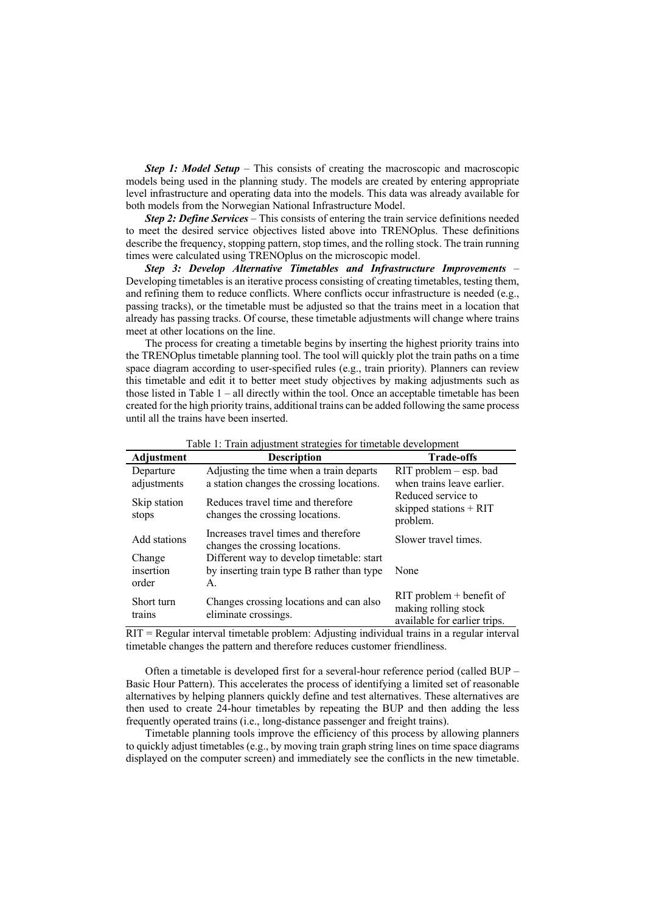***Step 1: Model Setup*** – This consists of creating the macroscopic and macroscopic models being used in the planning study. The models are created by entering appropriate level infrastructure and operating data into the models. This data was already available for both models from the Norwegian National Infrastructure Model.

***Step 2: Define Services*** – This consists of entering the train service definitions needed to meet the desired service objectives listed above into TRENOplus. These definitions describe the frequency, stopping pattern, stop times, and the rolling stock. The train running times were calculated using TRENOplus on the microscopic model.

***Step 3: Develop Alternative Timetables and Infrastructure Improvements*** – Developing timetables is an iterative process consisting of creating timetables, testing them, and refining them to reduce conflicts. Where conflicts occur infrastructure is needed (e.g., passing tracks), or the timetable must be adjusted so that the trains meet in a location that already has passing tracks. Of course, these timetable adjustments will change where trains meet at other locations on the line.

The process for creating a timetable begins by inserting the highest priority trains into the TRENOplus timetable planning tool. The tool will quickly plot the train paths on a time space diagram according to user-specified rules (e.g., train priority). Planners can review this timetable and edit it to better meet study objectives by making adjustments such as those listed in Table 1 – all directly within the tool. Once an acceptable timetable has been created for the high priority trains, additional trains can be added following the same process until all the trains have been inserted.

Table 1: Train adjustment strategies for timetable development

| Adjustment | Description | Trade-offs |
|---|---|---|
| Departure adjustments | Adjusting the time when a train departs a station changes the crossing locations. | RIT problem – esp. bad when trains leave earlier. |
| Skip station stops | Reduces travel time and therefore changes the crossing locations. | Reduced service to skipped stations + RIT problem. |
| Add stations | Increases travel times and therefore changes the crossing locations. | Slower travel times. |
| Change insertion order | Different way to develop timetable: start by inserting train type B rather than type A. | None |
| Short turn trains | Changes crossing locations and can also eliminate crossings. | RIT problem + benefit of making rolling stock available for earlier trips. |

RIT = Regular interval timetable problem: Adjusting individual trains in a regular interval timetable changes the pattern and therefore reduces customer friendliness.

Often a timetable is developed first for a several-hour reference period (called BUP – Basic Hour Pattern). This accelerates the process of identifying a limited set of reasonable alternatives by helping planners quickly define and test alternatives. These alternatives are then used to create 24-hour timetables by repeating the BUP and then adding the less frequently operated trains (i.e., long-distance passenger and freight trains).

Timetable planning tools improve the efficiency of this process by allowing planners to quickly adjust timetables (e.g., by moving train graph string lines on time space diagrams displayed on the computer screen) and immediately see the conflicts in the new timetable.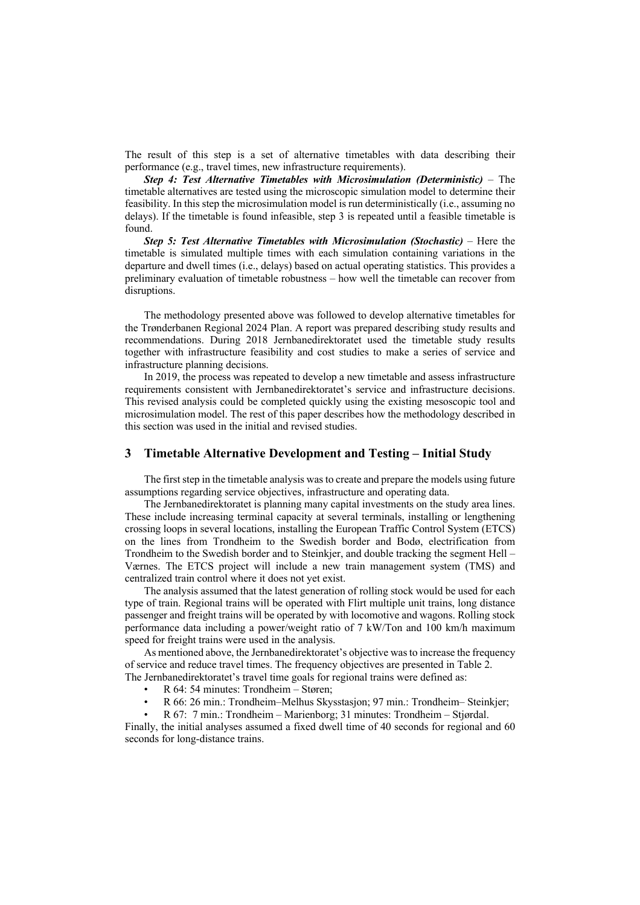The result of this step is a set of alternative timetables with data describing their performance (e.g., travel times, new infrastructure requirements).

***Step 4: Test Alternative Timetables with Microsimulation (Deterministic)*** – The timetable alternatives are tested using the microscopic simulation model to determine their feasibility. In this step the microsimulation model is run deterministically (i.e., assuming no delays). If the timetable is found infeasible, step 3 is repeated until a feasible timetable is found.

***Step 5: Test Alternative Timetables with Microsimulation (Stochastic)*** – Here the timetable is simulated multiple times with each simulation containing variations in the departure and dwell times (i.e., delays) based on actual operating statistics. This provides a preliminary evaluation of timetable robustness – how well the timetable can recover from disruptions.

The methodology presented above was followed to develop alternative timetables for the Trønderbanen Regional 2024 Plan. A report was prepared describing study results and recommendations. During 2018 Jernbanedirektoratet used the timetable study results together with infrastructure feasibility and cost studies to make a series of service and infrastructure planning decisions.

In 2019, the process was repeated to develop a new timetable and assess infrastructure requirements consistent with Jernbanedirektoratet's service and infrastructure decisions. This revised analysis could be completed quickly using the existing mesoscopic tool and microsimulation model. The rest of this paper describes how the methodology described in this section was used in the initial and revised studies.

## 3 Timetable Alternative Development and Testing – Initial Study

The first step in the timetable analysis was to create and prepare the models using future assumptions regarding service objectives, infrastructure and operating data.

The Jernbanedirektoratet is planning many capital investments on the study area lines. These include increasing terminal capacity at several terminals, installing or lengthening crossing loops in several locations, installing the European Traffic Control System (ETCS) on the lines from Trondheim to the Swedish border and Bodø, electrification from Trondheim to the Swedish border and to Steinkjer, and double tracking the segment Hell – Værnes. The ETCS project will include a new train management system (TMS) and centralized train control where it does not yet exist.

The analysis assumed that the latest generation of rolling stock would be used for each type of train. Regional trains will be operated with Flirt multiple unit trains, long distance passenger and freight trains will be operated by with locomotive and wagons. Rolling stock performance data including a power/weight ratio of 7 kW/Ton and 100 km/h maximum speed for freight trains were used in the analysis.

As mentioned above, the Jernbanedirektoratet's objective was to increase the frequency of service and reduce travel times. The frequency objectives are presented in Table 2.
The Jernbanedirektoratet's travel time goals for regional trains were defined as:

- R 64: 54 minutes: Trondheim – Støren;
- R 66: 26 min.: Trondheim–Melhus Skysstasjon; 97 min.: Trondheim– Steinkjer;
- R 67: 7 min.: Trondheim – Marienborg; 31 minutes: Trondheim – Stjørdal.

Finally, the initial analyses assumed a fixed dwell time of 40 seconds for regional and 60 seconds for long-distance trains.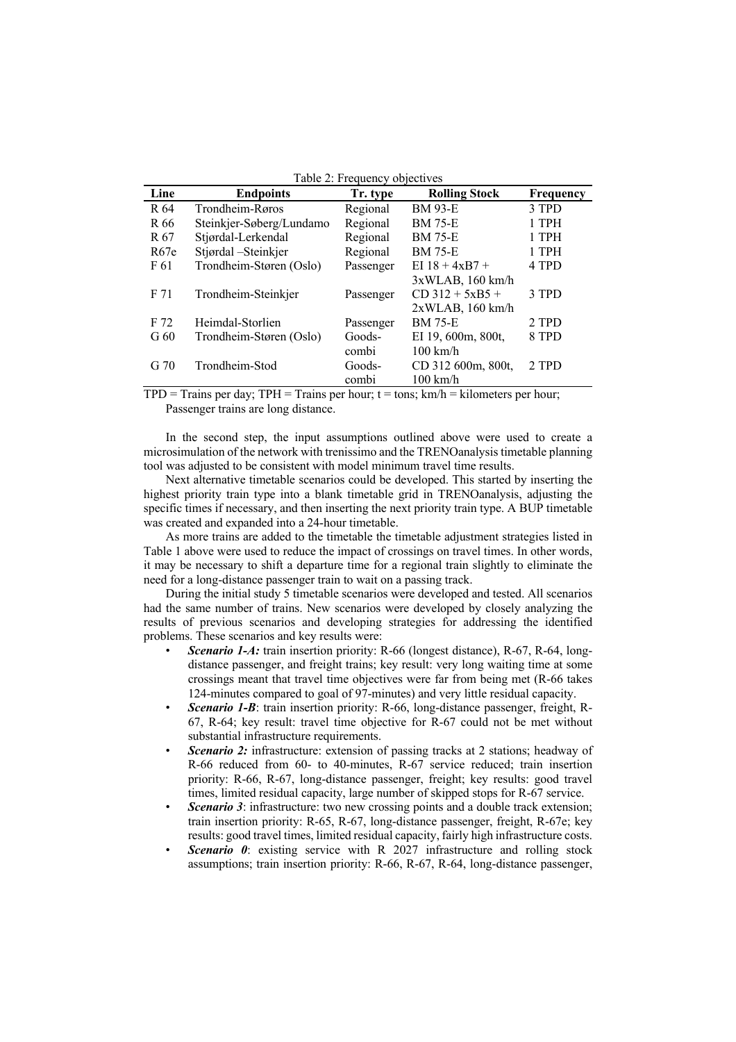Table 2: Frequency objectives

| Line | Endpoints | Tr. type | Rolling Stock | Frequency |
|---|---|---|---|---|
| R 64 | Trondheim-Røros | Regional | BM 93-E | 3 TPD |
| R 66 | Steinkjer-Søberg/Lundamo | Regional | BM 75-E | 1 TPH |
| R 67 | Stjørdal-Lerkendal | Regional | BM 75-E | 1 TPH |
| R67e | Stjørdal –Steinkjer | Regional | BM 75-E | 1 TPH |
| F 61 | Trondheim-Støren (Oslo) | Passenger | EI 18 + 4xB7 + 3xWLAB, 160 km/h | 4 TPD |
| F 71 | Trondheim-Steinkjer | Passenger | CD 312 + 5xB5 + 2xWLAB, 160 km/h | 3 TPD |
| F 72 | Heimdal-Storlien | Passenger | BM 75-E | 2 TPD |
| G 60 | Trondheim-Støren (Oslo) | Goods-combi | EI 19, 600m, 800t, 100 km/h | 8 TPD |
| G 70 | Trondheim-Stod | Goods-combi | CD 312 600m, 800t, 100 km/h | 2 TPD |

TPD = Trains per day; TPH = Trains per hour; t = tons; km/h = kilometers per hour; Passenger trains are long distance.

In the second step, the input assumptions outlined above were used to create a microsimulation of the network with trenissimo and the TRENOanalysis timetable planning tool was adjusted to be consistent with model minimum travel time results.

Next alternative timetable scenarios could be developed. This started by inserting the highest priority train type into a blank timetable grid in TRENOanalysis, adjusting the specific times if necessary, and then inserting the next priority train type. A BUP timetable was created and expanded into a 24-hour timetable.

As more trains are added to the timetable the timetable adjustment strategies listed in Table 1 above were used to reduce the impact of crossings on travel times. In other words, it may be necessary to shift a departure time for a regional train slightly to eliminate the need for a long-distance passenger train to wait on a passing track.

During the initial study 5 timetable scenarios were developed and tested. All scenarios had the same number of trains. New scenarios were developed by closely analyzing the results of previous scenarios and developing strategies for addressing the identified problems. These scenarios and key results were:

- ***Scenario 1-A:*** train insertion priority: R-66 (longest distance), R-67, R-64, long-distance passenger, and freight trains; key result: very long waiting time at some crossings meant that travel time objectives were far from being met (R-66 takes 124-minutes compared to goal of 97-minutes) and very little residual capacity.
- ***Scenario 1-B***: train insertion priority: R-66, long-distance passenger, freight, R-67, R-64; key result: travel time objective for R-67 could not be met without substantial infrastructure requirements.
- ***Scenario 2:*** infrastructure: extension of passing tracks at 2 stations; headway of R-66 reduced from 60- to 40-minutes, R-67 service reduced; train insertion priority: R-66, R-67, long-distance passenger, freight; key results: good travel times, limited residual capacity, large number of skipped stops for R-67 service.
- ***Scenario 3***: infrastructure: two new crossing points and a double track extension; train insertion priority: R-65, R-67, long-distance passenger, freight, R-67e; key results: good travel times, limited residual capacity, fairly high infrastructure costs.
- ***Scenario 0***: existing service with R 2027 infrastructure and rolling stock assumptions; train insertion priority: R-66, R-67, R-64, long-distance passenger,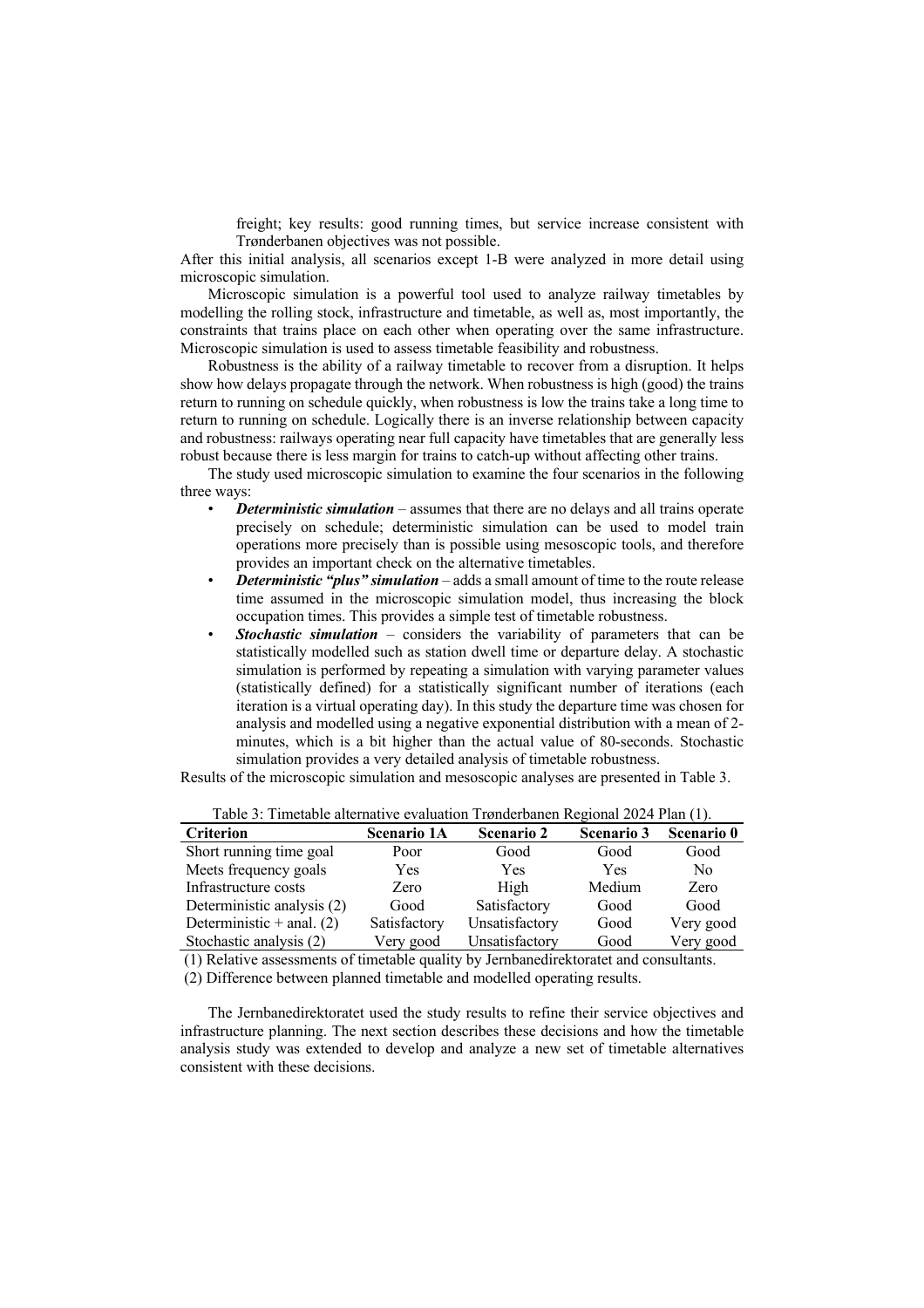freight; key results: good running times, but service increase consistent with Trønderbanen objectives was not possible.

After this initial analysis, all scenarios except 1-B were analyzed in more detail using microscopic simulation.

Microscopic simulation is a powerful tool used to analyze railway timetables by modelling the rolling stock, infrastructure and timetable, as well as, most importantly, the constraints that trains place on each other when operating over the same infrastructure. Microscopic simulation is used to assess timetable feasibility and robustness.

Robustness is the ability of a railway timetable to recover from a disruption. It helps show how delays propagate through the network. When robustness is high (good) the trains return to running on schedule quickly, when robustness is low the trains take a long time to return to running on schedule. Logically there is an inverse relationship between capacity and robustness: railways operating near full capacity have timetables that are generally less robust because there is less margin for trains to catch-up without affecting other trains.

The study used microscopic simulation to examine the four scenarios in the following three ways:

- ***Deterministic simulation*** – assumes that there are no delays and all trains operate precisely on schedule; deterministic simulation can be used to model train operations more precisely than is possible using mesoscopic tools, and therefore provides an important check on the alternative timetables.
- ***Deterministic "plus" simulation*** – adds a small amount of time to the route release time assumed in the microscopic simulation model, thus increasing the block occupation times. This provides a simple test of timetable robustness.
- ***Stochastic simulation*** – considers the variability of parameters that can be statistically modelled such as station dwell time or departure delay. A stochastic simulation is performed by repeating a simulation with varying parameter values (statistically defined) for a statistically significant number of iterations (each iteration is a virtual operating day). In this study the departure time was chosen for analysis and modelled using a negative exponential distribution with a mean of 2-minutes, which is a bit higher than the actual value of 80-seconds. Stochastic simulation provides a very detailed analysis of timetable robustness.

Results of the microscopic simulation and mesoscopic analyses are presented in Table 3.

Table 3: Timetable alternative evaluation Trønderbanen Regional 2024 Plan (1).

| Criterion | Scenario 1A | Scenario 2 | Scenario 3 | Scenario 0 |
|---|---|---|---|---|
| Short running time goal | Poor | Good | Good | Good |
| Meets frequency goals | Yes | Yes | Yes | No |
| Infrastructure costs | Zero | High | Medium | Zero |
| Deterministic analysis (2) | Good | Satisfactory | Good | Good |
| Deterministic + anal. (2) | Satisfactory | Unsatisfactory | Good | Very good |
| Stochastic analysis (2) | Very good | Unsatisfactory | Good | Very good |

(1) Relative assessments of timetable quality by Jernbanedirektoratet and consultants.

(2) Difference between planned timetable and modelled operating results.

The Jernbanedirektoratet used the study results to refine their service objectives and infrastructure planning. The next section describes these decisions and how the timetable analysis study was extended to develop and analyze a new set of timetable alternatives consistent with these decisions.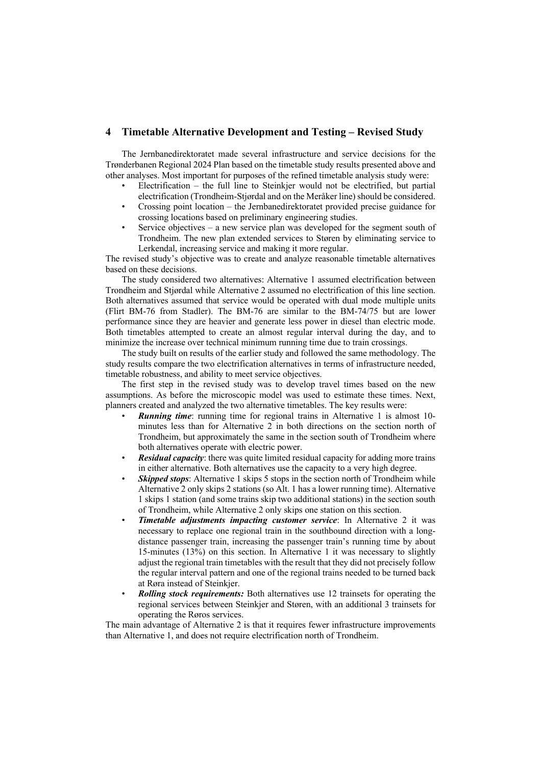## 4 Timetable Alternative Development and Testing – Revised Study

The Jernbanedirektoratet made several infrastructure and service decisions for the Trønderbanen Regional 2024 Plan based on the timetable study results presented above and other analyses. Most important for purposes of the refined timetable analysis study were:

- Electrification – the full line to Steinkjer would not be electrified, but partial electrification (Trondheim-Stjørdal and on the Meråker line) should be considered.
- Crossing point location – the Jernbanedirektoratet provided precise guidance for crossing locations based on preliminary engineering studies.
- Service objectives – a new service plan was developed for the segment south of Trondheim. The new plan extended services to Støren by eliminating service to Lerkendal, increasing service and making it more regular.

The revised study's objective was to create and analyze reasonable timetable alternatives based on these decisions.

The study considered two alternatives: Alternative 1 assumed electrification between Trondheim and Stjørdal while Alternative 2 assumed no electrification of this line section. Both alternatives assumed that service would be operated with dual mode multiple units (Flirt BM-76 from Stadler). The BM-76 are similar to the BM-74/75 but are lower performance since they are heavier and generate less power in diesel than electric mode. Both timetables attempted to create an almost regular interval during the day, and to minimize the increase over technical minimum running time due to train crossings.

The study built on results of the earlier study and followed the same methodology. The study results compare the two electrification alternatives in terms of infrastructure needed, timetable robustness, and ability to meet service objectives.

The first step in the revised study was to develop travel times based on the new assumptions. As before the microscopic model was used to estimate these times. Next, planners created and analyzed the two alternative timetables. The key results were:

- ***Running time***: running time for regional trains in Alternative 1 is almost 10-minutes less than for Alternative 2 in both directions on the section north of Trondheim, but approximately the same in the section south of Trondheim where both alternatives operate with electric power.
- ***Residual capacity***: there was quite limited residual capacity for adding more trains in either alternative. Both alternatives use the capacity to a very high degree.
- ***Skipped stops***: Alternative 1 skips 5 stops in the section north of Trondheim while Alternative 2 only skips 2 stations (so Alt. 1 has a lower running time). Alternative 1 skips 1 station (and some trains skip two additional stations) in the section south of Trondheim, while Alternative 2 only skips one station on this section.
- ***Timetable adjustments impacting customer service***: In Alternative 2 it was necessary to replace one regional train in the southbound direction with a long-distance passenger train, increasing the passenger train's running time by about 15-minutes (13%) on this section. In Alternative 1 it was necessary to slightly adjust the regional train timetables with the result that they did not precisely follow the regular interval pattern and one of the regional trains needed to be turned back at Røra instead of Steinkjer.
- ***Rolling stock requirements:*** Both alternatives use 12 trainsets for operating the regional services between Steinkjer and Støren, with an additional 3 trainsets for operating the Røros services.

The main advantage of Alternative 2 is that it requires fewer infrastructure improvements than Alternative 1, and does not require electrification north of Trondheim.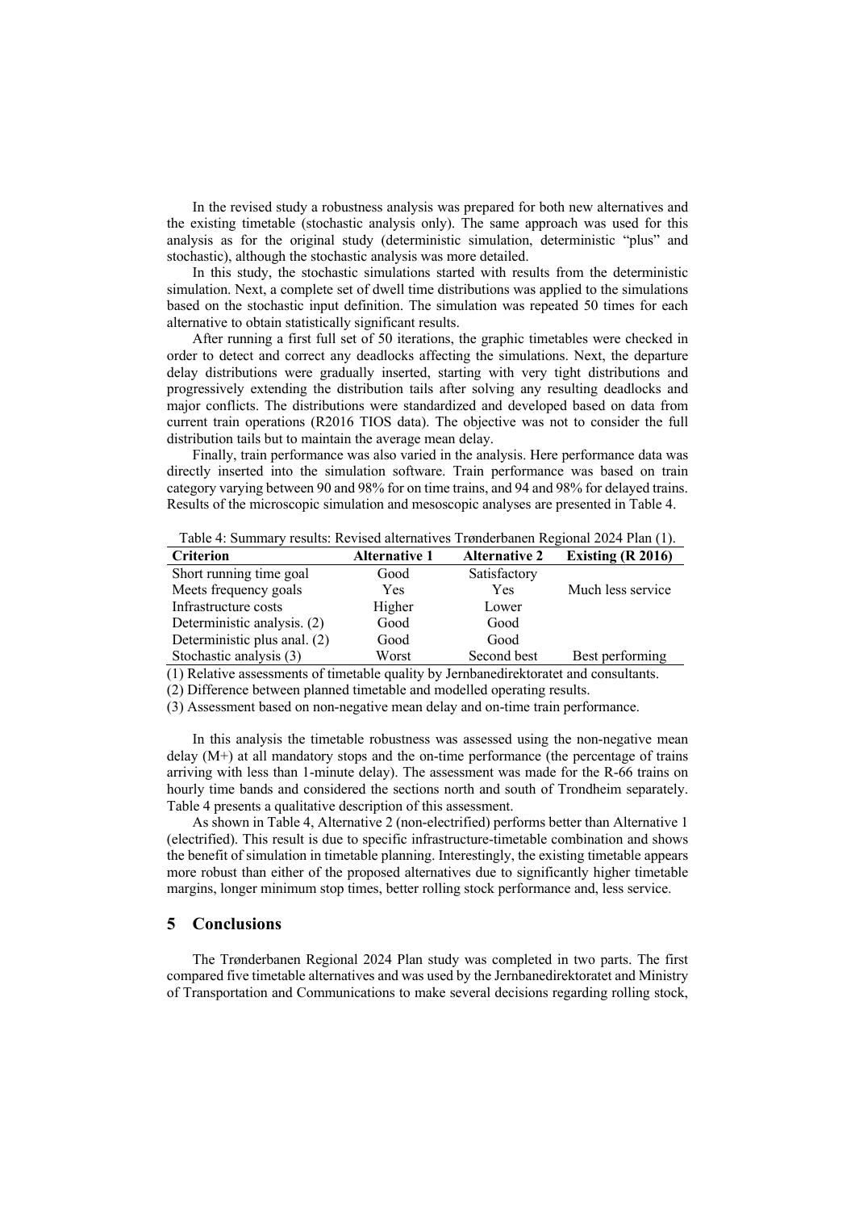In the revised study a robustness analysis was prepared for both new alternatives and the existing timetable (stochastic analysis only). The same approach was used for this analysis as for the original study (deterministic simulation, deterministic "plus" and stochastic), although the stochastic analysis was more detailed.

In this study, the stochastic simulations started with results from the deterministic simulation. Next, a complete set of dwell time distributions was applied to the simulations based on the stochastic input definition. The simulation was repeated 50 times for each alternative to obtain statistically significant results.

After running a first full set of 50 iterations, the graphic timetables were checked in order to detect and correct any deadlocks affecting the simulations. Next, the departure delay distributions were gradually inserted, starting with very tight distributions and progressively extending the distribution tails after solving any resulting deadlocks and major conflicts. The distributions were standardized and developed based on data from current train operations (R2016 TIOS data). The objective was not to consider the full distribution tails but to maintain the average mean delay.

Finally, train performance was also varied in the analysis. Here performance data was directly inserted into the simulation software. Train performance was based on train category varying between 90 and 98% for on time trains, and 94 and 98% for delayed trains. Results of the microscopic simulation and mesoscopic analyses are presented in Table 4.

Table 4: Summary results: Revised alternatives Trønderbanen Regional 2024 Plan (1).

| Criterion | Alternative 1 | Alternative 2 | Existing (R 2016) |
|---|---|---|---|
| Short running time goal | Good | Satisfactory | |
| Meets frequency goals | Yes | Yes | Much less service |
| Infrastructure costs | Higher | Lower | |
| Deterministic analysis. (2) | Good | Good | |
| Deterministic plus anal. (2) | Good | Good | |
| Stochastic analysis (3) | Worst | Second best | Best performing |

(1) Relative assessments of timetable quality by Jernbanedirektoratet and consultants.

(2) Difference between planned timetable and modelled operating results.

(3) Assessment based on non-negative mean delay and on-time train performance.

In this analysis the timetable robustness was assessed using the non-negative mean delay (M+) at all mandatory stops and the on-time performance (the percentage of trains arriving with less than 1-minute delay). The assessment was made for the R-66 trains on hourly time bands and considered the sections north and south of Trondheim separately. Table 4 presents a qualitative description of this assessment.

As shown in Table 4, Alternative 2 (non-electrified) performs better than Alternative 1 (electrified). This result is due to specific infrastructure-timetable combination and shows the benefit of simulation in timetable planning. Interestingly, the existing timetable appears more robust than either of the proposed alternatives due to significantly higher timetable margins, longer minimum stop times, better rolling stock performance and, less service.

## 5 Conclusions

The Trønderbanen Regional 2024 Plan study was completed in two parts. The first compared five timetable alternatives and was used by the Jernbanedirektoratet and Ministry of Transportation and Communications to make several decisions regarding rolling stock,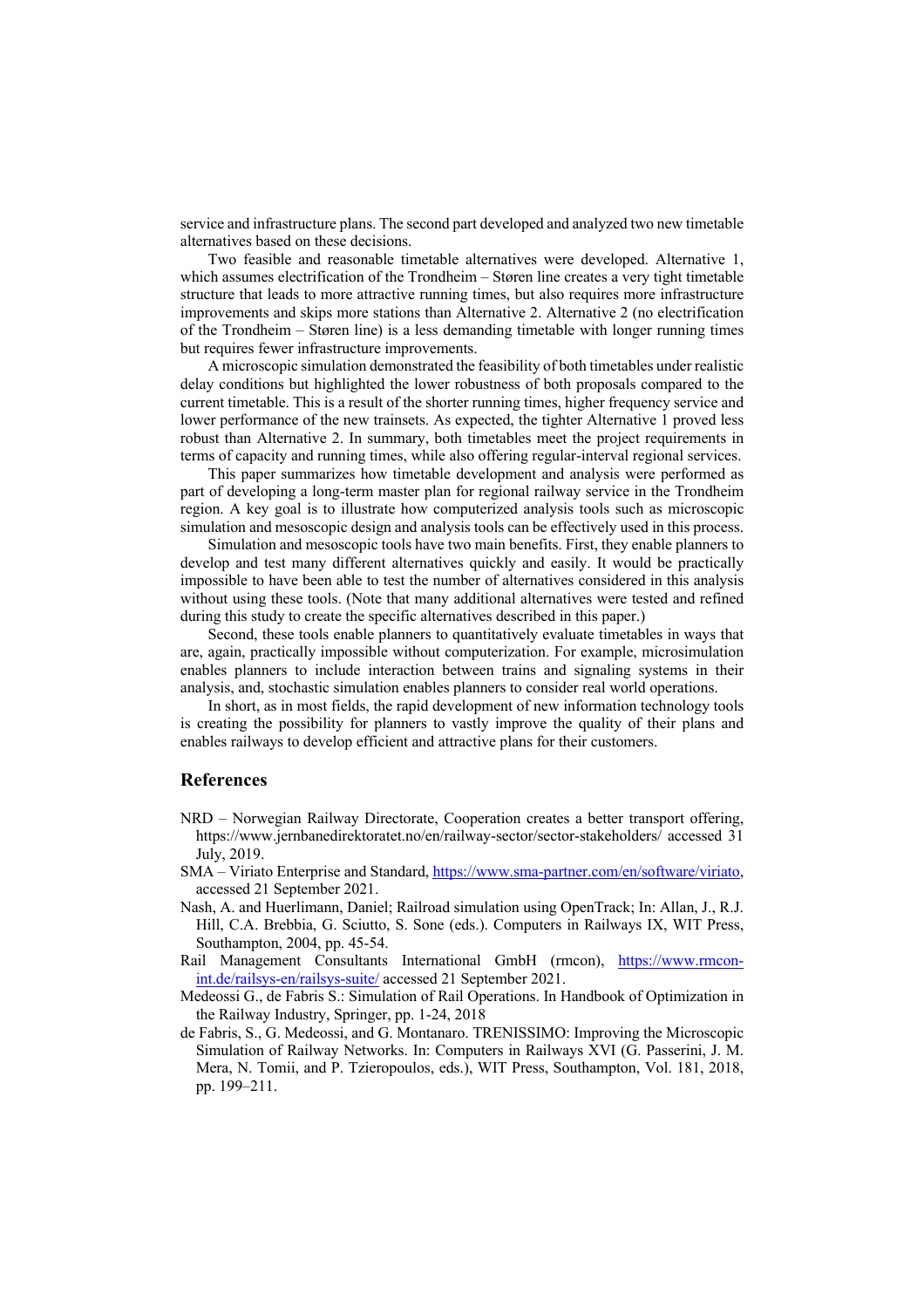service and infrastructure plans. The second part developed and analyzed two new timetable alternatives based on these decisions.

Two feasible and reasonable timetable alternatives were developed. Alternative 1, which assumes electrification of the Trondheim – Støren line creates a very tight timetable structure that leads to more attractive running times, but also requires more infrastructure improvements and skips more stations than Alternative 2. Alternative 2 (no electrification of the Trondheim – Støren line) is a less demanding timetable with longer running times but requires fewer infrastructure improvements.

A microscopic simulation demonstrated the feasibility of both timetables under realistic delay conditions but highlighted the lower robustness of both proposals compared to the current timetable. This is a result of the shorter running times, higher frequency service and lower performance of the new trainsets. As expected, the tighter Alternative 1 proved less robust than Alternative 2. In summary, both timetables meet the project requirements in terms of capacity and running times, while also offering regular-interval regional services.

This paper summarizes how timetable development and analysis were performed as part of developing a long-term master plan for regional railway service in the Trondheim region. A key goal is to illustrate how computerized analysis tools such as microscopic simulation and mesoscopic design and analysis tools can be effectively used in this process.

Simulation and mesoscopic tools have two main benefits. First, they enable planners to develop and test many different alternatives quickly and easily. It would be practically impossible to have been able to test the number of alternatives considered in this analysis without using these tools. (Note that many additional alternatives were tested and refined during this study to create the specific alternatives described in this paper.)

Second, these tools enable planners to quantitatively evaluate timetables in ways that are, again, practically impossible without computerization. For example, microsimulation enables planners to include interaction between trains and signaling systems in their analysis, and, stochastic simulation enables planners to consider real world operations.

In short, as in most fields, the rapid development of new information technology tools is creating the possibility for planners to vastly improve the quality of their plans and enables railways to develop efficient and attractive plans for their customers.

## References

NRD – Norwegian Railway Directorate, Cooperation creates a better transport offering, https://www.jernbanedirektoratet.no/en/railway-sector/sector-stakeholders/ accessed 31 July, 2019.

SMA – Viriato Enterprise and Standard, https://www.sma-partner.com/en/software/viriato, accessed 21 September 2021.

Nash, A. and Huerlimann, Daniel; Railroad simulation using OpenTrack; In: Allan, J., R.J. Hill, C.A. Brebbia, G. Sciutto, S. Sone (eds.). Computers in Railways IX, WIT Press, Southampton, 2004, pp. 45-54.

Rail Management Consultants International GmbH (rmcon), https://www.rmcon-int.de/railsys-en/railsys-suite/ accessed 21 September 2021.

Medeossi G., de Fabris S.: Simulation of Rail Operations. In Handbook of Optimization in the Railway Industry, Springer, pp. 1-24, 2018

de Fabris, S., G. Medeossi, and G. Montanaro. TRENISSIMO: Improving the Microscopic Simulation of Railway Networks. In: Computers in Railways XVI (G. Passerini, J. M. Mera, N. Tomii, and P. Tzieropoulos, eds.), WIT Press, Southampton, Vol. 181, 2018, pp. 199–211.